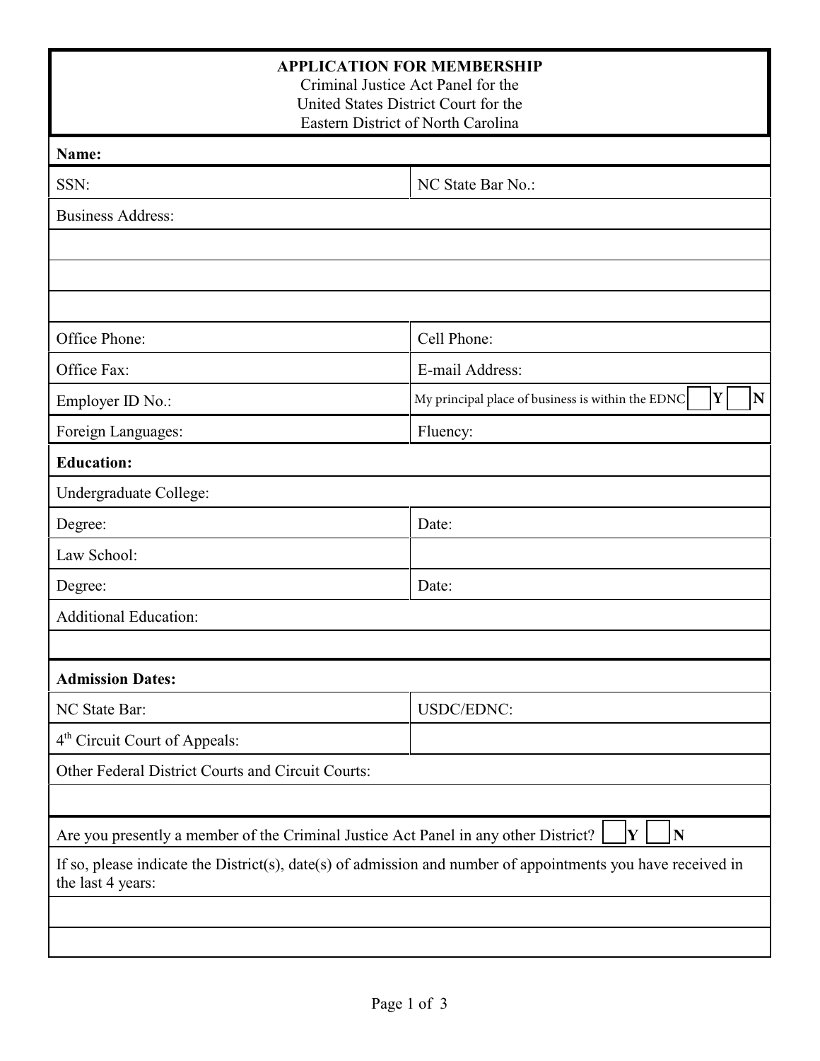**APPLICATION FOR MEMBERSHIP**

Criminal Justice Act Panel for the
United States District Court for the
Eastern District of North Carolina

| **Name:** | |
|---|---|
| SSN: | NC State Bar No.: |
| Business Address: | |
| | |
| | |
| | |
| Office Phone: | Cell Phone: |
| Office Fax: | E-mail Address: |
| Employer ID No.: | My principal place of business is within the EDNC ☐ **Y** ☐ **N** |
| Foreign Languages: | Fluency: |
| **Education:** | |
| Undergraduate College: | |
| Degree: | Date: |
| Law School: | |
| Degree: | Date: |
| Additional Education: | |
| | |
| **Admission Dates:** | |
| NC State Bar: | USDC/EDNC: |
| 4th Circuit Court of Appeals: | |
| Other Federal District Courts and Circuit Courts: | |
| | |
| Are you presently a member of the Criminal Justice Act Panel in any other District? ☐ **Y** ☐ **N** | |
| If so, please indicate the District(s), date(s) of admission and number of appointments you have received in the last 4 years: | |
| | |
| | |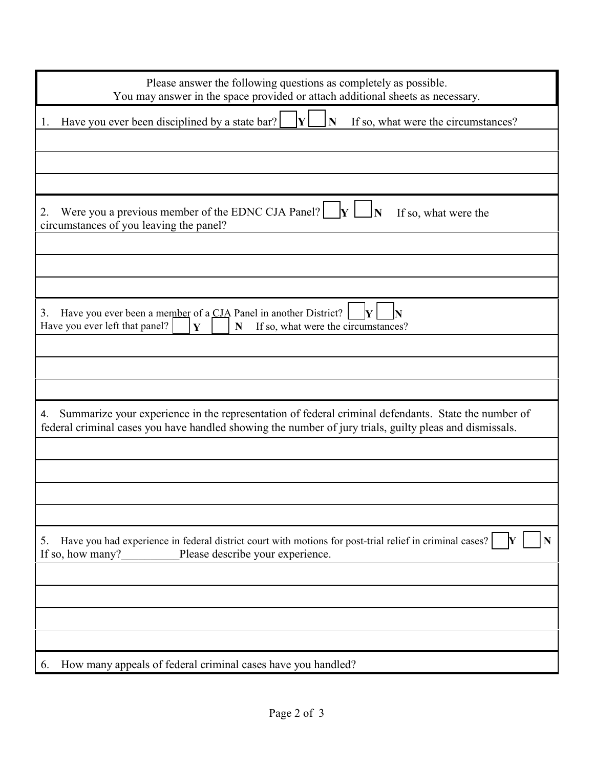Please answer the following questions as completely as possible.
You may answer in the space provided or attach additional sheets as necessary.

1. Have you ever been disciplined by a state bar? ☐ **Y** ☐ **N** If so, what were the circumstances?

2. Were you a previous member of the EDNC CJA Panel? ☐ **Y** ☐ **N** If so, what were the circumstances of you leaving the panel?

3. Have you ever been a member of a CJA Panel in another District? ☐ **Y** ☐ **N**
Have you ever left that panel? ☐ **Y** ☐ **N** If so, what were the circumstances?

4. Summarize your experience in the representation of federal criminal defendants. State the number of federal criminal cases you have handled showing the number of jury trials, guilty pleas and dismissals.

5. Have you had experience in federal district court with motions for post-trial relief in criminal cases? ☐ **Y** ☐ **N**
If so, how many?__________Please describe your experience.

6. How many appeals of federal criminal cases have you handled?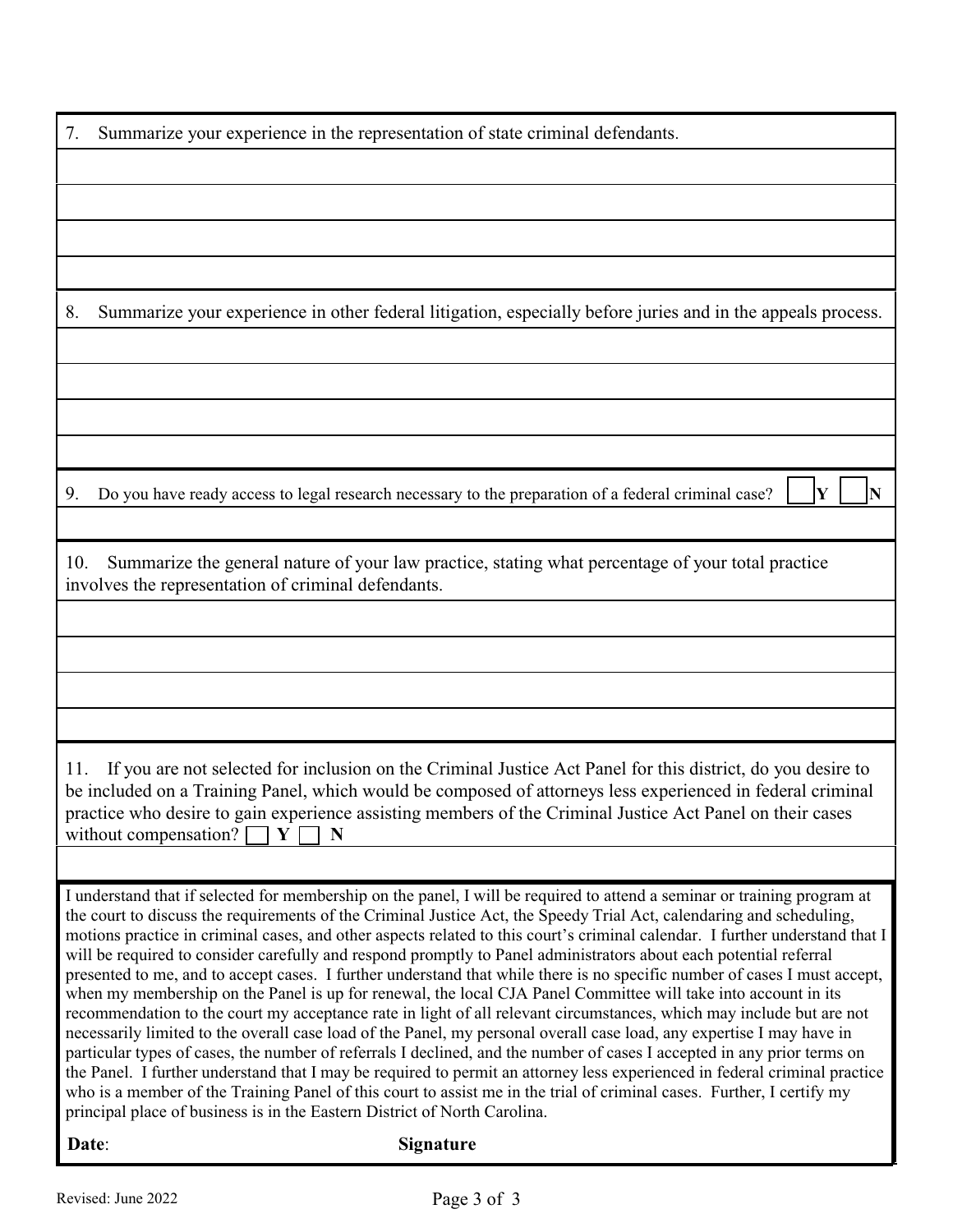7. Summarize your experience in the representation of state criminal defendants.

8. Summarize your experience in other federal litigation, especially before juries and in the appeals process.

9. Do you have ready access to legal research necessary to the preparation of a federal criminal case? ☐ **Y** ☐ **N**

10. Summarize the general nature of your law practice, stating what percentage of your total practice involves the representation of criminal defendants.

11. If you are not selected for inclusion on the Criminal Justice Act Panel for this district, do you desire to be included on a Training Panel, which would be composed of attorneys less experienced in federal criminal practice who desire to gain experience assisting members of the Criminal Justice Act Panel on their cases without compensation? ☐ **Y** ☐ **N**

I understand that if selected for membership on the panel, I will be required to attend a seminar or training program at the court to discuss the requirements of the Criminal Justice Act, the Speedy Trial Act, calendaring and scheduling, motions practice in criminal cases, and other aspects related to this court's criminal calendar. I further understand that I will be required to consider carefully and respond promptly to Panel administrators about each potential referral presented to me, and to accept cases. I further understand that while there is no specific number of cases I must accept, when my membership on the Panel is up for renewal, the local CJA Panel Committee will take into account in its recommendation to the court my acceptance rate in light of all relevant circumstances, which may include but are not necessarily limited to the overall case load of the Panel, my personal overall case load, any expertise I may have in particular types of cases, the number of referrals I declined, and the number of cases I accepted in any prior terms on the Panel. I further understand that I may be required to permit an attorney less experienced in federal criminal practice who is a member of the Training Panel of this court to assist me in the trial of criminal cases. Further, I certify my principal place of business is in the Eastern District of North Carolina.

**Date**: **Signature**

Revised: June 2022